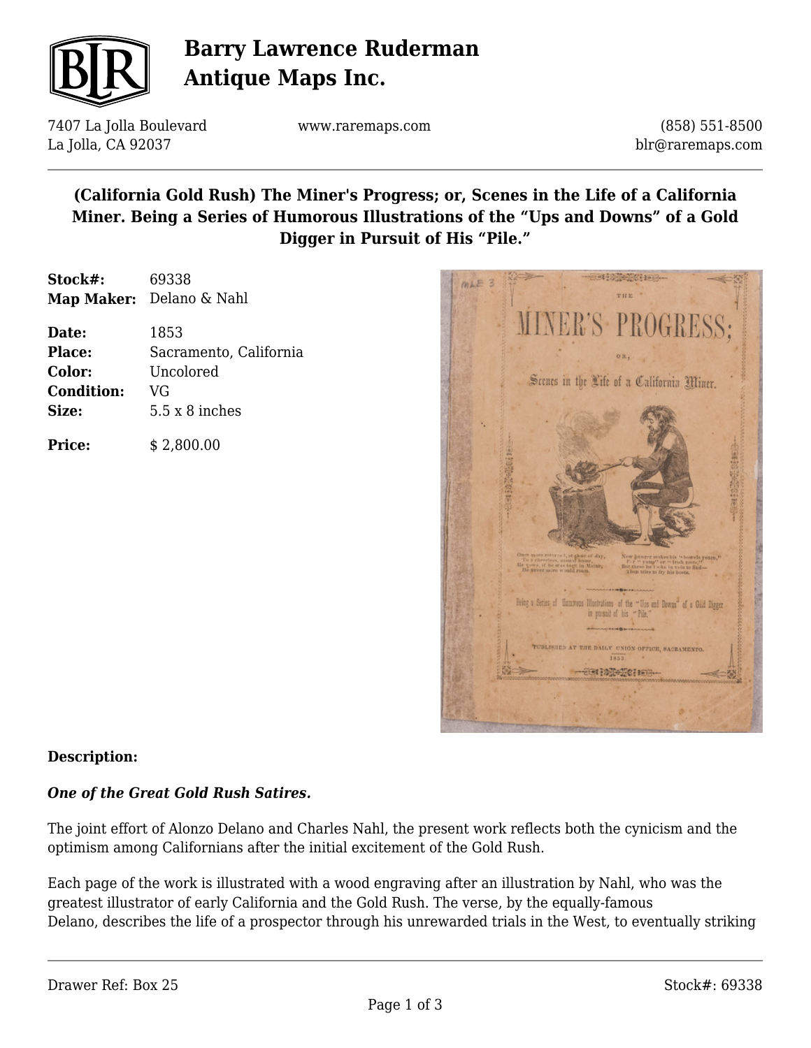# Barry Lawrence Ruderman Antique Maps Inc.

7407 La Jolla Boulevard
La Jolla, CA 92037

www.raremaps.com

(858) 551-8500
blr@raremaps.com

## (California Gold Rush) The Miner's Progress; or, Scenes in the Life of a California Miner. Being a Series of Humorous Illustrations of the "Ups and Downs" of a Gold Digger in Pursuit of His "Pile."

**Stock#:** 69338
**Map Maker:** Delano & Nahl

**Date:** 1853
**Place:** Sacramento, California
**Color:** Uncolored
**Condition:** VG
**Size:** 5.5 x 8 inches

**Price:** $ 2,800.00

**Description:**

***One of the Great Gold Rush Satires.***

The joint effort of Alonzo Delano and Charles Nahl, the present work reflects both the cynicism and the optimism among Californians after the initial excitement of the Gold Rush.

Each page of the work is illustrated with a wood engraving after an illustration by Nahl, who was the greatest illustrator of early California and the Gold Rush. The verse, by the equally-famous Delano, describes the life of a prospector through his unrewarded trials in the West, to eventually striking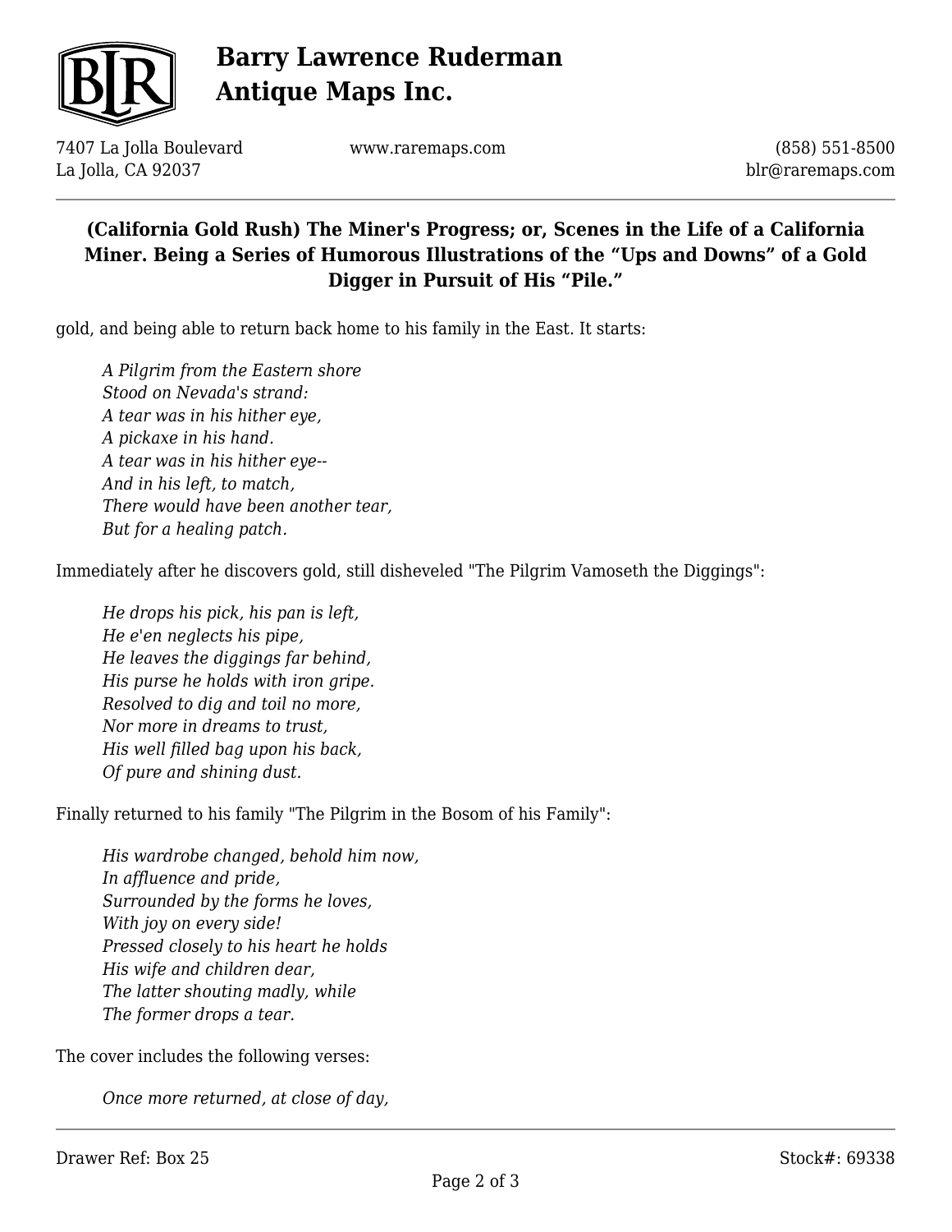gold, and being able to return back home to his family in the East. It starts:

> *A Pilgrim from the Eastern shore*
> *Stood on Nevada's strand:*
> *A tear was in his hither eye,*
> *A pickaxe in his hand.*
> *A tear was in his hither eye--*
> *And in his left, to match,*
> *There would have been another tear,*
> *But for a healing patch.*

Immediately after he discovers gold, still disheveled "The Pilgrim Vamoseth the Diggings":

> *He drops his pick, his pan is left,*
> *He e'en neglects his pipe,*
> *He leaves the diggings far behind,*
> *His purse he holds with iron gripe.*
> *Resolved to dig and toil no more,*
> *Nor more in dreams to trust,*
> *His well filled bag upon his back,*
> *Of pure and shining dust.*

Finally returned to his family "The Pilgrim in the Bosom of his Family":

> *His wardrobe changed, behold him now,*
> *In affluence and pride,*
> *Surrounded by the forms he loves,*
> *With joy on every side!*
> *Pressed closely to his heart he holds*
> *His wife and children dear,*
> *The latter shouting madly, while*
> *The former drops a tear.*

The cover includes the following verses:

> *Once more returned, at close of day,*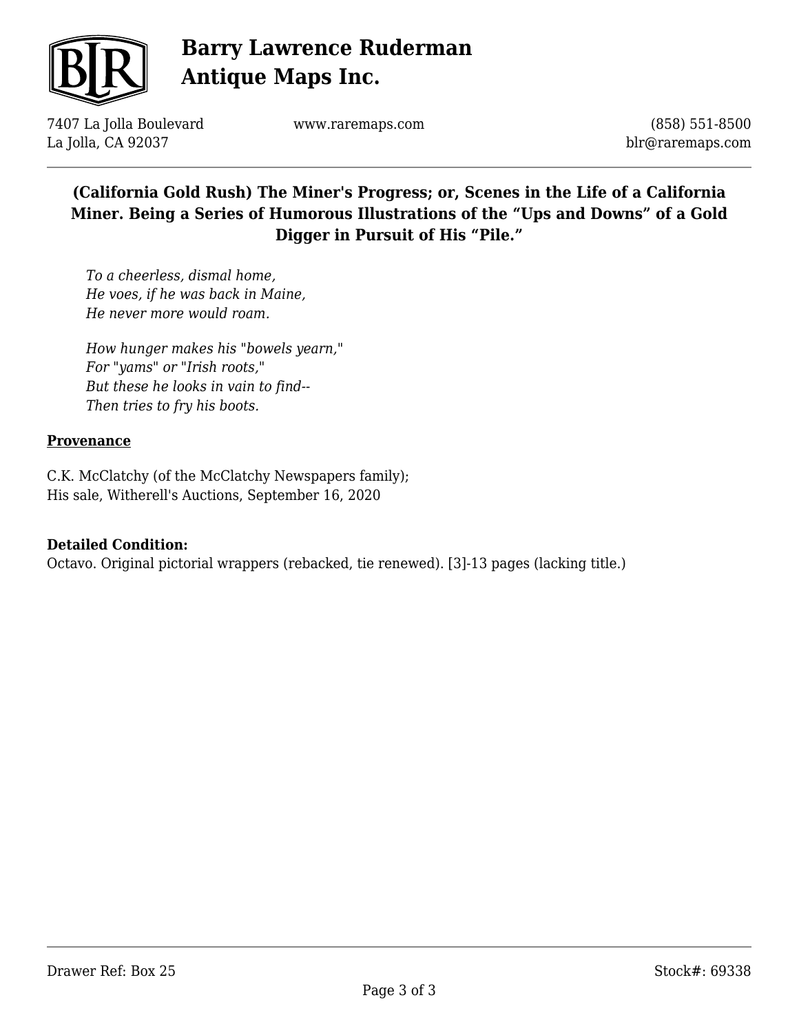**(California Gold Rush) The Miner's Progress; or, Scenes in the Life of a California Miner. Being a Series of Humorous Illustrations of the “Ups and Downs” of a Gold Digger in Pursuit of His “Pile.”**

*To a cheerless, dismal home,*
*He voes, if he was back in Maine,*
*He never more would roam.*

*How hunger makes his "bowels yearn,"*
*For "yams" or "Irish roots,"*
*But these he looks in vain to find--*
*Then tries to fry his boots.*

**Provenance**

C.K. McClatchy (of the McClatchy Newspapers family);
His sale, Witherell's Auctions, September 16, 2020

**Detailed Condition:**
Octavo. Original pictorial wrappers (rebacked, tie renewed). [3]-13 pages (lacking title.)